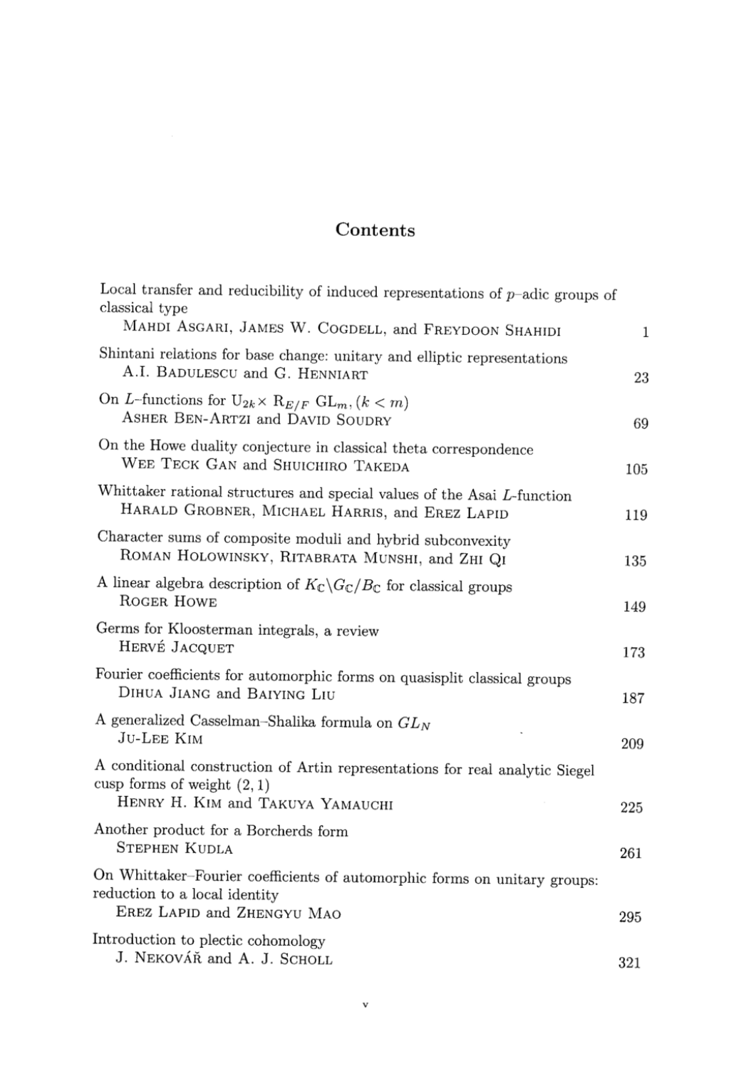# Contents

Local transfer and reducibility of induced representations of $p$-adic groups of classical type
MAHDI ASGARI, JAMES W. COGDELL, and FREYDOON SHAHIDI — 1

Shintani relations for base change: unitary and elliptic representations
A.I. BADULESCU and G. HENNIART — 23

On $L$-functions for $\mathrm{U}_{2k} \times \mathrm{R}_{E/F}\, \mathrm{GL}_m, (k < m)$
ASHER BEN-ARTZI and DAVID SOUDRY — 69

On the Howe duality conjecture in classical theta correspondence
WEE TECK GAN and SHUICHIRO TAKEDA — 105

Whittaker rational structures and special values of the Asai $L$-function
HARALD GROBNER, MICHAEL HARRIS, and EREZ LAPID — 119

Character sums of composite moduli and hybrid subconvexity
ROMAN HOLOWINSKY, RITABRATA MUNSHI, and ZHI QI — 135

A linear algebra description of $K_{\mathbb{C}} \backslash G_{\mathbb{C}} / B_{\mathbb{C}}$ for classical groups
ROGER HOWE — 149

Germs for Kloosterman integrals, a review
HERVÉ JACQUET — 173

Fourier coefficients for automorphic forms on quasisplit classical groups
DIHUA JIANG and BAIYING LIU — 187

A generalized Casselman–Shalika formula on $GL_N$
JU-LEE KIM — 209

A conditional construction of Artin representations for real analytic Siegel cusp forms of weight $(2, 1)$
HENRY H. KIM and TAKUYA YAMAUCHI — 225

Another product for a Borcherds form
STEPHEN KUDLA — 261

On Whittaker–Fourier coefficients of automorphic forms on unitary groups: reduction to a local identity
EREZ LAPID and ZHENGYU MAO — 295

Introduction to plectic cohomology
J. NEKOVÁŘ and A. J. SCHOLL — 321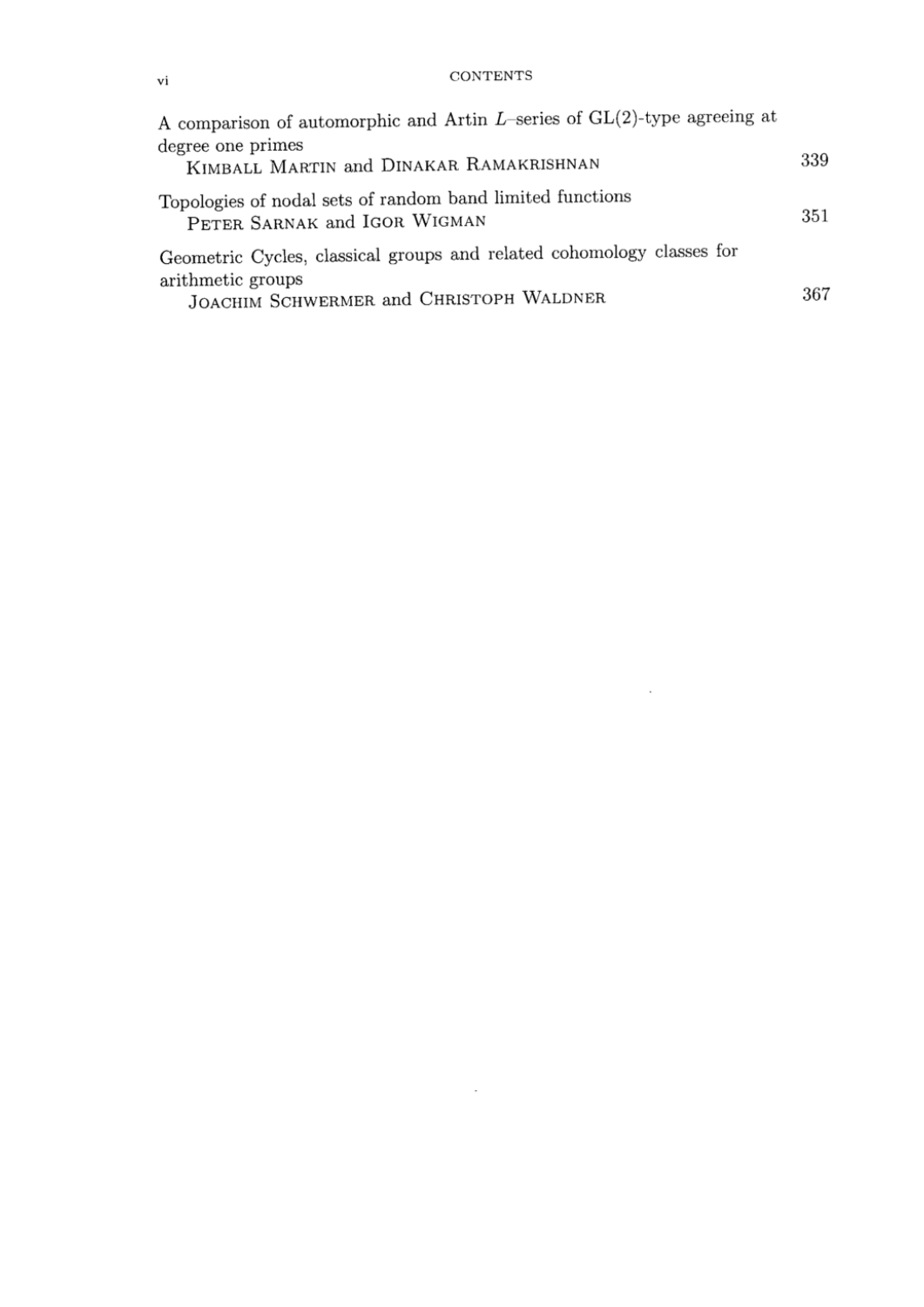A comparison of automorphic and Artin $L$-series of GL(2)-type agreeing at degree one primes
KIMBALL MARTIN and DINAKAR RAMAKRISHNAN 339

Topologies of nodal sets of random band limited functions
PETER SARNAK and IGOR WIGMAN 351

Geometric Cycles, classical groups and related cohomology classes for arithmetic groups
JOACHIM SCHWERMER and CHRISTOPH WALDNER 367